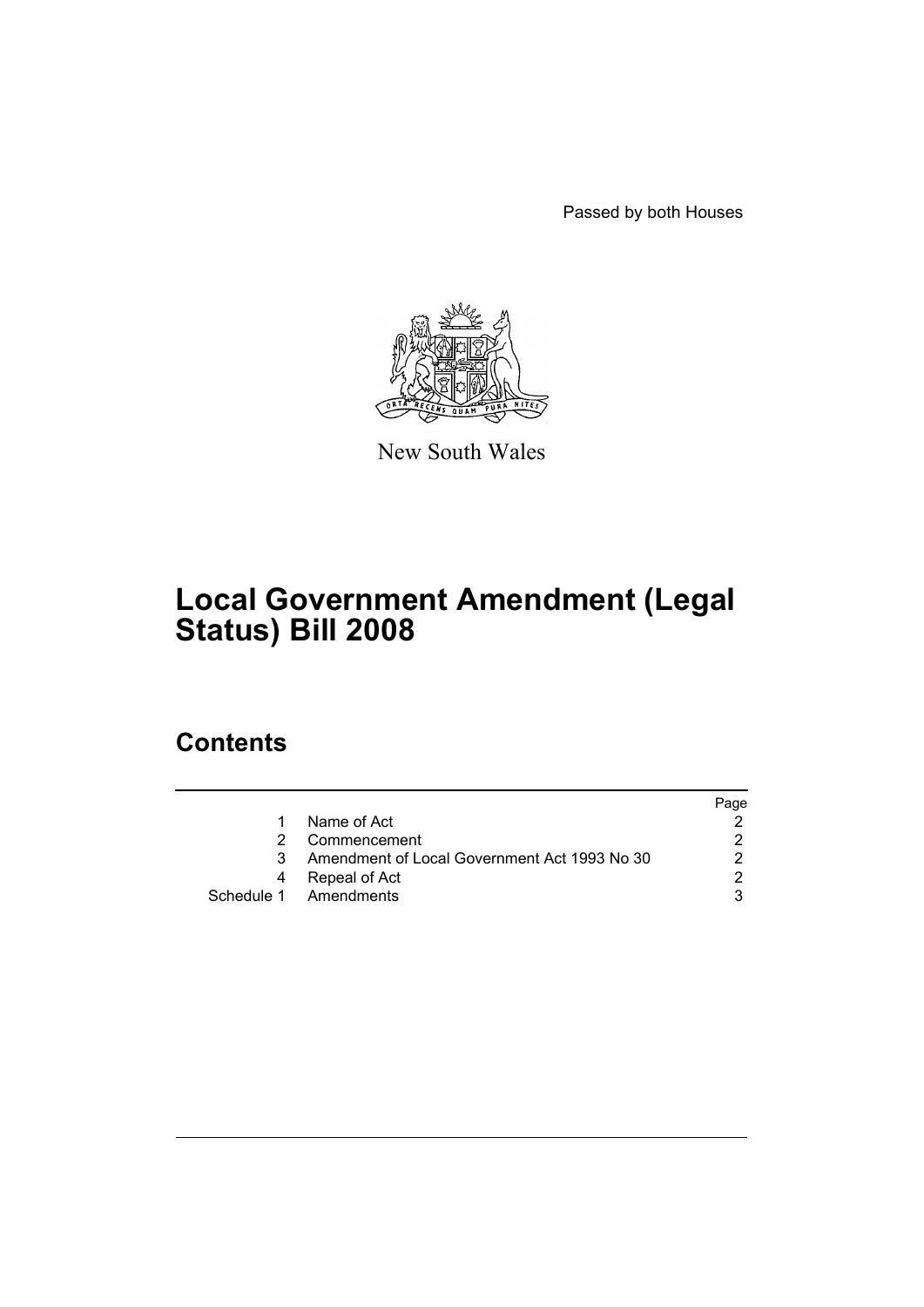Passed by both Houses

New South Wales

# Local Government Amendment (Legal Status) Bill 2008

## Contents

| | | Page |
|---|---|---|
| 1 | Name of Act | 2 |
| 2 | Commencement | 2 |
| 3 | Amendment of Local Government Act 1993 No 30 | 2 |
| 4 | Repeal of Act | 2 |
| Schedule 1 | Amendments | 3 |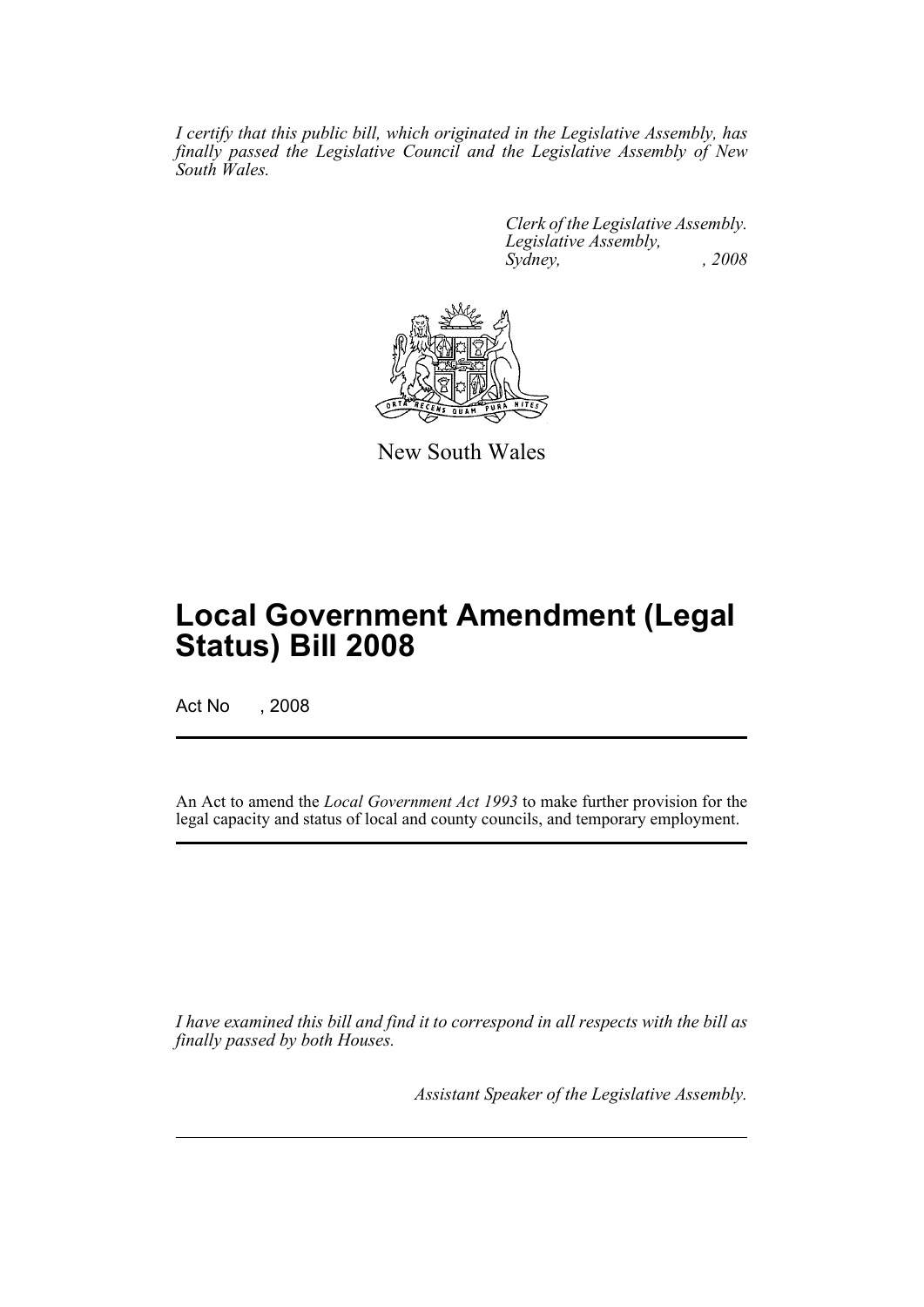*I certify that this public bill, which originated in the Legislative Assembly, has finally passed the Legislative Council and the Legislative Assembly of New South Wales.*

*Clerk of the Legislative Assembly.*
*Legislative Assembly,*
*Sydney, , 2008*

New South Wales

# Local Government Amendment (Legal Status) Bill 2008

Act No , 2008

An Act to amend the *Local Government Act 1993* to make further provision for the legal capacity and status of local and county councils, and temporary employment.

*I have examined this bill and find it to correspond in all respects with the bill as finally passed by both Houses.*

*Assistant Speaker of the Legislative Assembly.*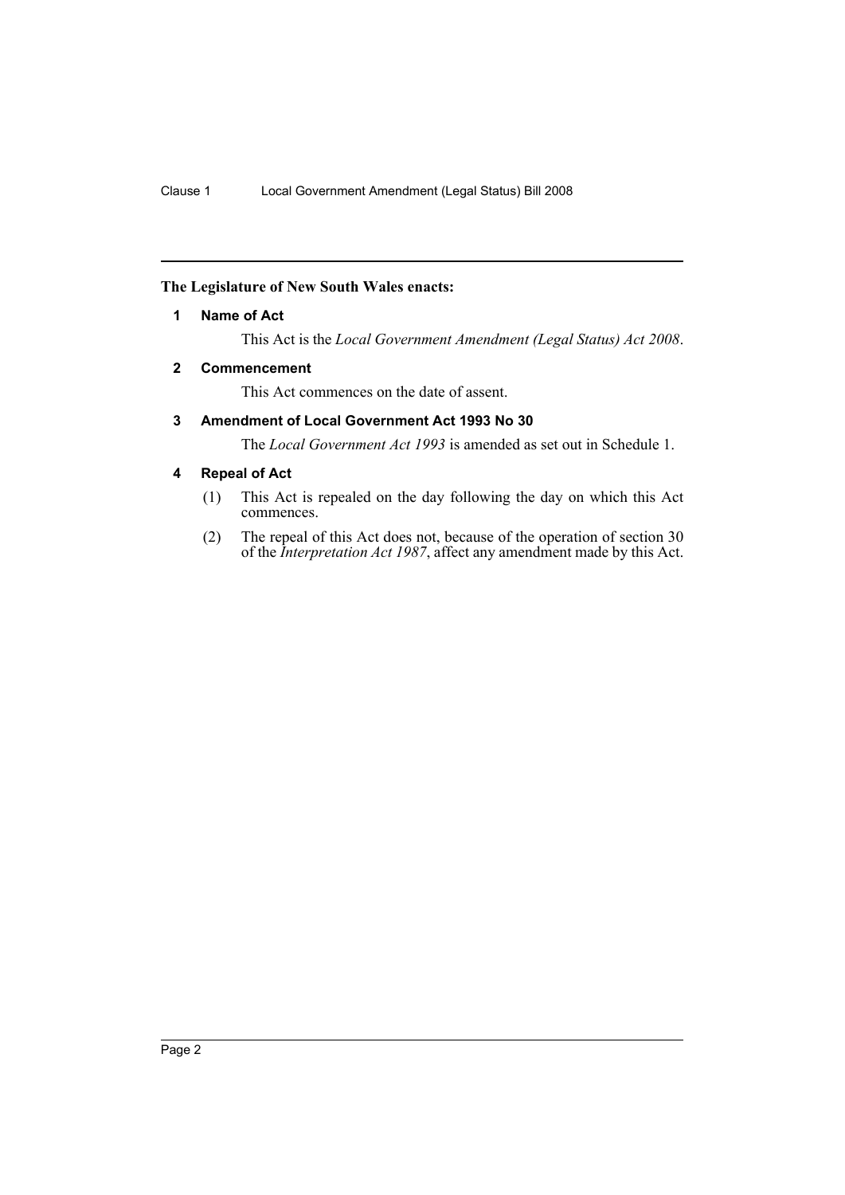**The Legislature of New South Wales enacts:**

### 1 Name of Act

This Act is the *Local Government Amendment (Legal Status) Act 2008*.

### 2 Commencement

This Act commences on the date of assent.

### 3 Amendment of Local Government Act 1993 No 30

The *Local Government Act 1993* is amended as set out in Schedule 1.

### 4 Repeal of Act

(1) This Act is repealed on the day following the day on which this Act commences.

(2) The repeal of this Act does not, because of the operation of section 30 of the *Interpretation Act 1987*, affect any amendment made by this Act.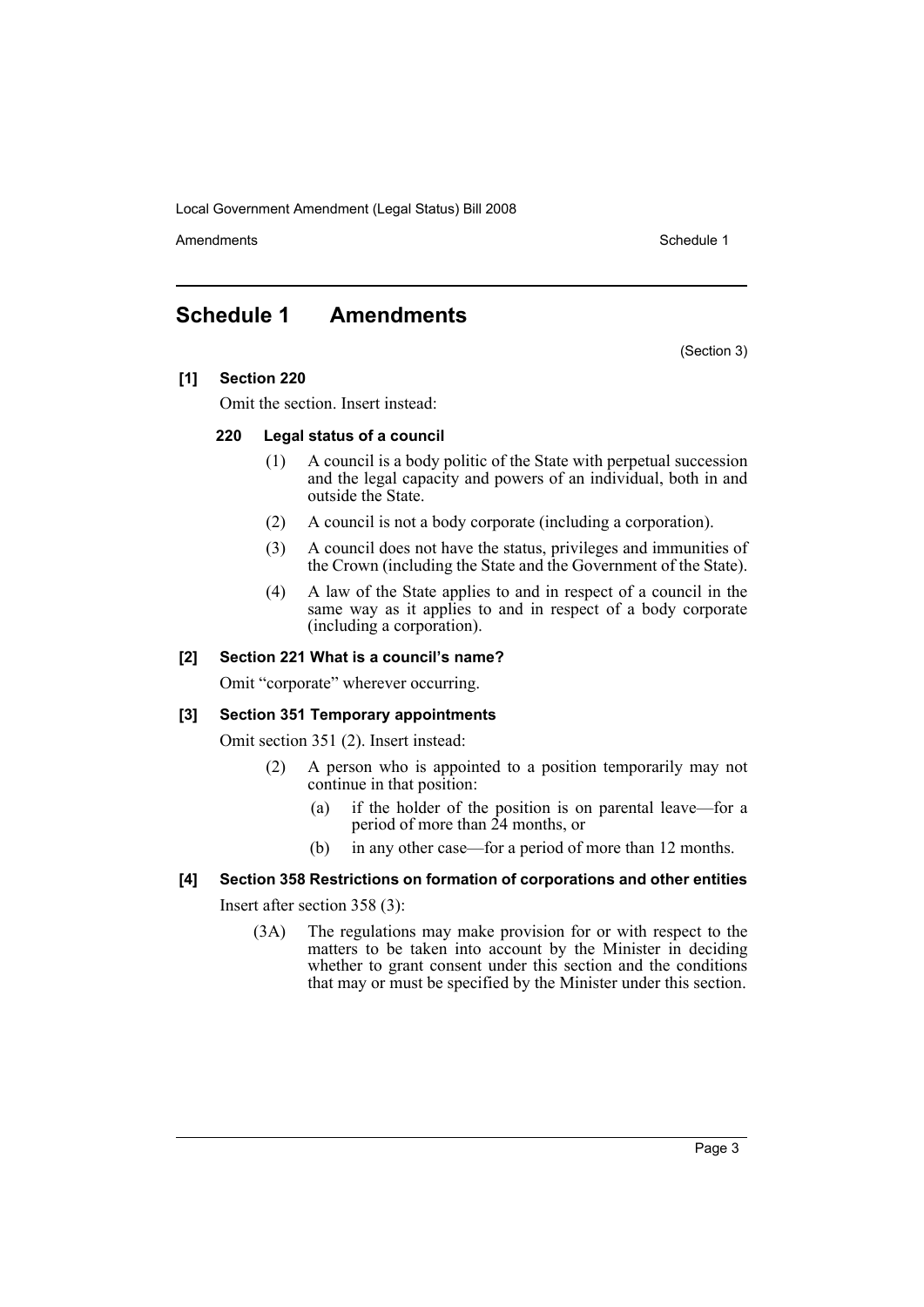# Schedule 1 Amendments

(Section 3)

**[1] Section 220**

Omit the section. Insert instead:

**220 Legal status of a council**

(1) A council is a body politic of the State with perpetual succession and the legal capacity and powers of an individual, both in and outside the State.

(2) A council is not a body corporate (including a corporation).

(3) A council does not have the status, privileges and immunities of the Crown (including the State and the Government of the State).

(4) A law of the State applies to and in respect of a council in the same way as it applies to and in respect of a body corporate (including a corporation).

**[2] Section 221 What is a council's name?**

Omit "corporate" wherever occurring.

**[3] Section 351 Temporary appointments**

Omit section 351 (2). Insert instead:

(2) A person who is appointed to a position temporarily may not continue in that position:

(a) if the holder of the position is on parental leave—for a period of more than 24 months, or

(b) in any other case—for a period of more than 12 months.

**[4] Section 358 Restrictions on formation of corporations and other entities**

Insert after section 358 (3):

(3A) The regulations may make provision for or with respect to the matters to be taken into account by the Minister in deciding whether to grant consent under this section and the conditions that may or must be specified by the Minister under this section.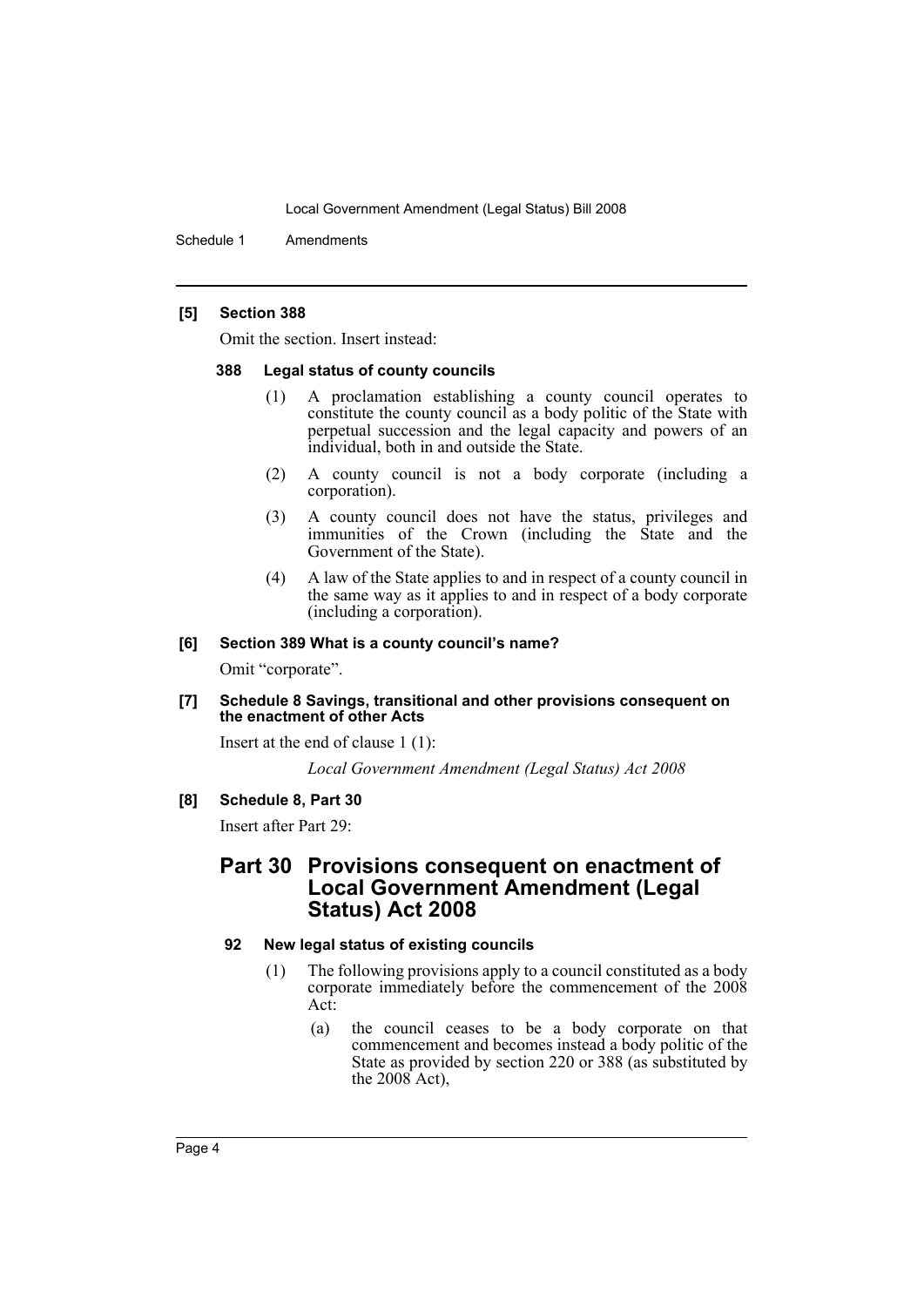**[5] Section 388**

Omit the section. Insert instead:

**388 Legal status of county councils**

(1) A proclamation establishing a county council operates to constitute the county council as a body politic of the State with perpetual succession and the legal capacity and powers of an individual, both in and outside the State.

(2) A county council is not a body corporate (including a corporation).

(3) A county council does not have the status, privileges and immunities of the Crown (including the State and the Government of the State).

(4) A law of the State applies to and in respect of a county council in the same way as it applies to and in respect of a body corporate (including a corporation).

**[6] Section 389 What is a county council's name?**

Omit "corporate".

**[7] Schedule 8 Savings, transitional and other provisions consequent on the enactment of other Acts**

Insert at the end of clause 1 (1):

*Local Government Amendment (Legal Status) Act 2008*

**[8] Schedule 8, Part 30**

Insert after Part 29:

## Part 30 Provisions consequent on enactment of Local Government Amendment (Legal Status) Act 2008

**92 New legal status of existing councils**

(1) The following provisions apply to a council constituted as a body corporate immediately before the commencement of the 2008 Act:

(a) the council ceases to be a body corporate on that commencement and becomes instead a body politic of the State as provided by section 220 or 388 (as substituted by the 2008 Act),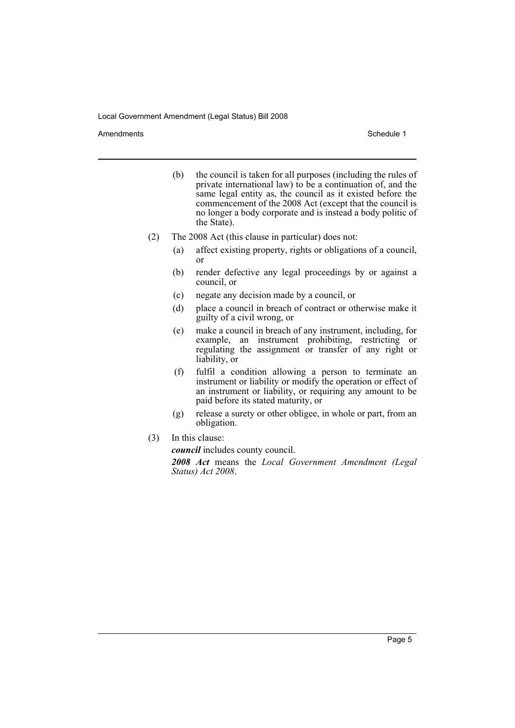(b) the council is taken for all purposes (including the rules of private international law) to be a continuation of, and the same legal entity as, the council as it existed before the commencement of the 2008 Act (except that the council is no longer a body corporate and is instead a body politic of the State).

(2) The 2008 Act (this clause in particular) does not:

(a) affect existing property, rights or obligations of a council, or

(b) render defective any legal proceedings by or against a council, or

(c) negate any decision made by a council, or

(d) place a council in breach of contract or otherwise make it guilty of a civil wrong, or

(e) make a council in breach of any instrument, including, for example, an instrument prohibiting, restricting or regulating the assignment or transfer of any right or liability, or

(f) fulfil a condition allowing a person to terminate an instrument or liability or modify the operation or effect of an instrument or liability, or requiring any amount to be paid before its stated maturity, or

(g) release a surety or other obligee, in whole or part, from an obligation.

(3) In this clause:

***council*** includes county council.

***2008 Act*** means the *Local Government Amendment (Legal Status) Act 2008*.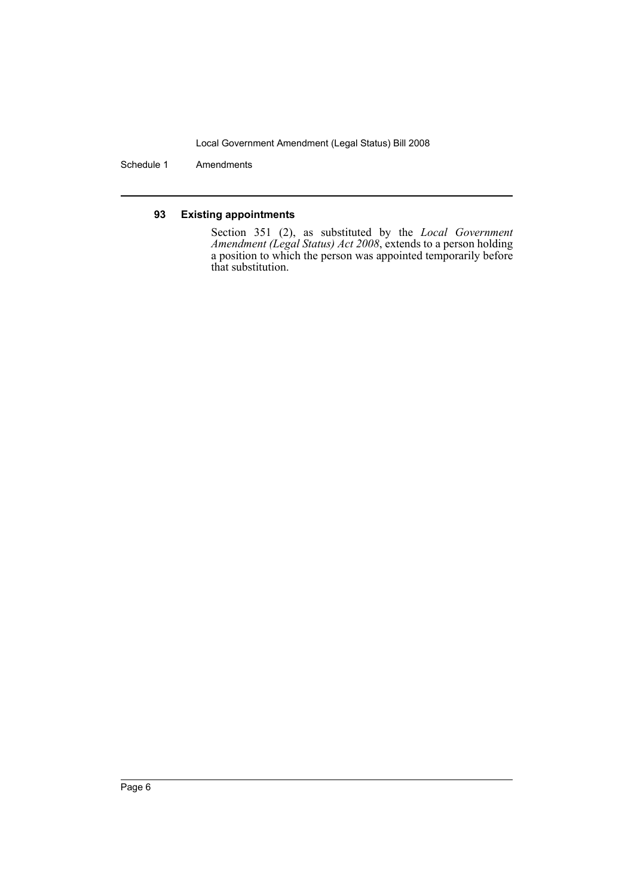### 93 Existing appointments

Section 351 (2), as substituted by the *Local Government Amendment (Legal Status) Act 2008*, extends to a person holding a position to which the person was appointed temporarily before that substitution.